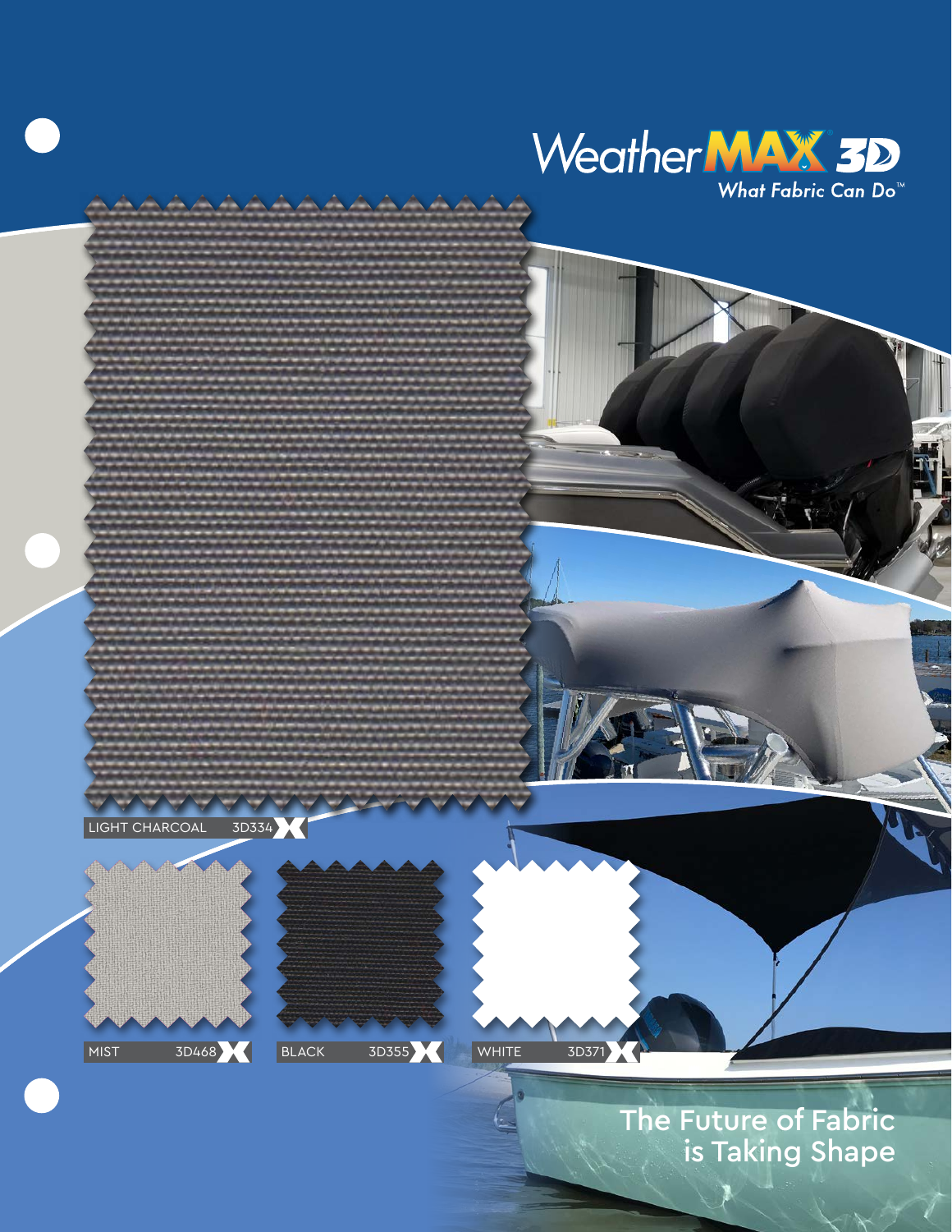# WeatherMAX® 3D

*What Fabric Can Do™*

LIGHT CHARCOAL 3D334

MIST 3D468

BLACK 3D355

WHITE 3D371

## The Future of Fabric is Taking Shape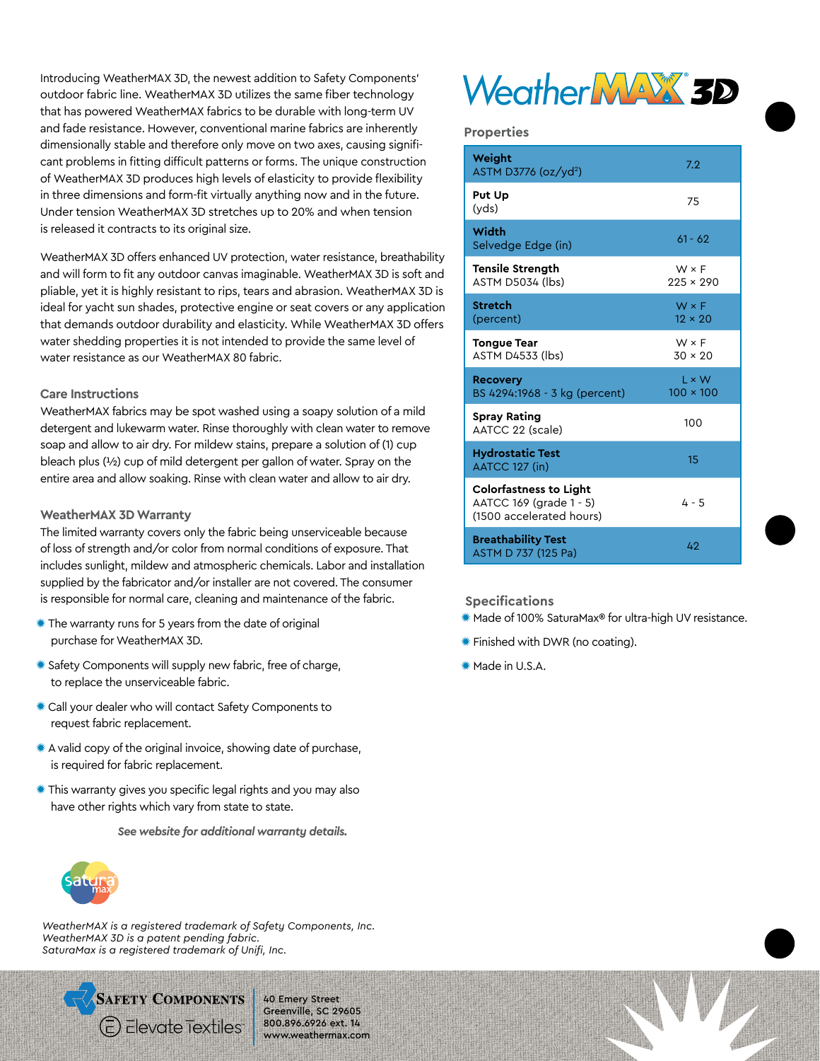Introducing WeatherMAX 3D, the newest addition to Safety Components' outdoor fabric line. WeatherMAX 3D utilizes the same fiber technology that has powered WeatherMAX fabrics to be durable with long-term UV and fade resistance. However, conventional marine fabrics are inherently dimensionally stable and therefore only move on two axes, causing significant problems in fitting difficult patterns or forms. The unique construction of WeatherMAX 3D produces high levels of elasticity to provide flexibility in three dimensions and form-fit virtually anything now and in the future. Under tension WeatherMAX 3D stretches up to 20% and when tension is released it contracts to its original size.

WeatherMAX 3D offers enhanced UV protection, water resistance, breathability and will form to fit any outdoor canvas imaginable. WeatherMAX 3D is soft and pliable, yet it is highly resistant to rips, tears and abrasion. WeatherMAX 3D is ideal for yacht sun shades, protective engine or seat covers or any application that demands outdoor durability and elasticity. While WeatherMAX 3D offers water shedding properties it is not intended to provide the same level of water resistance as our WeatherMAX 80 fabric.

### Care Instructions

WeatherMAX fabrics may be spot washed using a soapy solution of a mild detergent and lukewarm water. Rinse thoroughly with clean water to remove soap and allow to air dry. For mildew stains, prepare a solution of (1) cup bleach plus (½) cup of mild detergent per gallon of water. Spray on the entire area and allow soaking. Rinse with clean water and allow to air dry.

### WeatherMAX 3D Warranty

The limited warranty covers only the fabric being unserviceable because of loss of strength and/or color from normal conditions of exposure. That includes sunlight, mildew and atmospheric chemicals. Labor and installation supplied by the fabricator and/or installer are not covered. The consumer is responsible for normal care, cleaning and maintenance of the fabric.

- The warranty runs for 5 years from the date of original purchase for WeatherMAX 3D.
- Safety Components will supply new fabric, free of charge, to replace the unserviceable fabric.
- Call your dealer who will contact Safety Components to request fabric replacement.
- A valid copy of the original invoice, showing date of purchase, is required for fabric replacement.
- This warranty gives you specific legal rights and you may also have other rights which vary from state to state.

***See website for additional warranty details.***

# WeatherMAX 3D

### Properties

| | |
|---|---|
| **Weight** ASTM D3776 (oz/yd²) | 7.2 |
| **Put Up** (yds) | 75 |
| **Width** Selvedge Edge (in) | 61 - 62 |
| **Tensile Strength** ASTM D5034 (lbs) | W × F 225 × 290 |
| **Stretch** (percent) | W × F 12 × 20 |
| **Tongue Tear** ASTM D4533 (lbs) | W × F 30 × 20 |
| **Recovery** BS 4294:1968 - 3 kg (percent) | L × W 100 × 100 |
| **Spray Rating** AATCC 22 (scale) | 100 |
| **Hydrostatic Test** AATCC 127 (in) | 15 |
| **Colorfastness to Light** AATCC 169 (grade 1 - 5) (1500 accelerated hours) | 4 - 5 |
| **Breathability Test** ASTM D 737 (125 Pa) | 42 |

### Specifications

- Made of 100% SaturaMax® for ultra-high UV resistance.
- Finished with DWR (no coating).
- Made in U.S.A.

*WeatherMAX is a registered trademark of Safety Components, Inc.*
*WeatherMAX 3D is a patent pending fabric.*
*SaturaMax is a registered trademark of Unifi, Inc.*

Safety Components
Elevate Textiles

40 Emery Street
Greenville, SC 29605
800.896.6926 ext. 14
www.weathermax.com